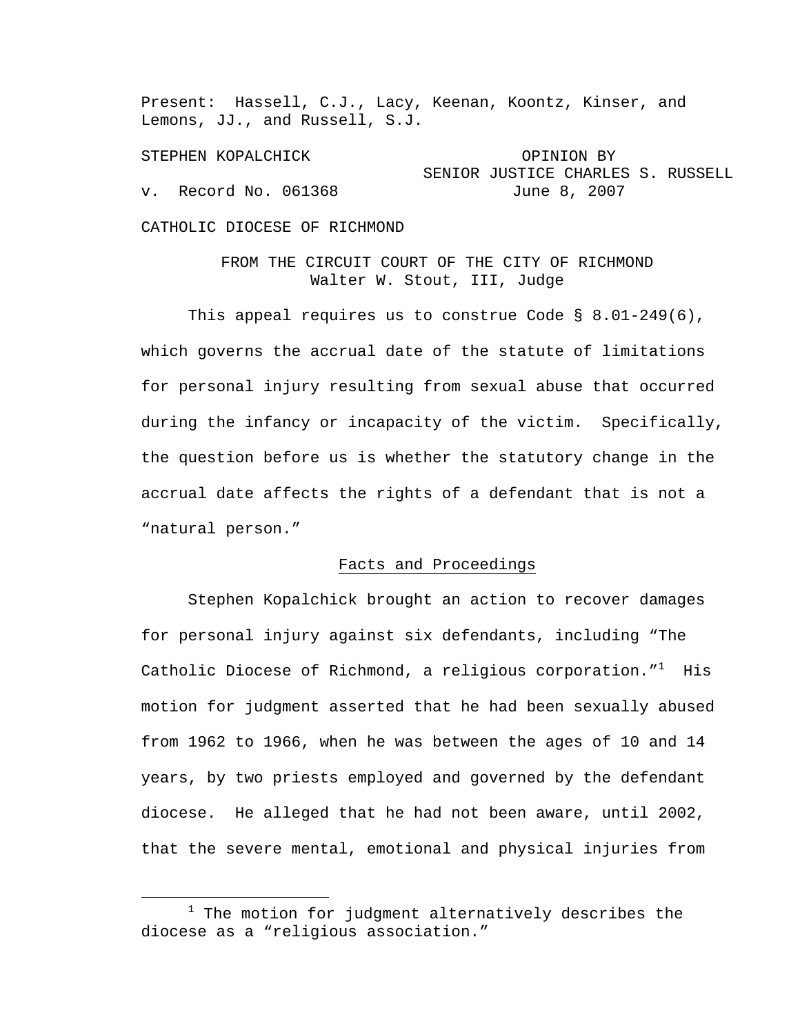Present: Hassell, C.J., Lacy, Keenan, Koontz, Kinser, and Lemons, JJ., and Russell, S.J.

STEPHEN KOPALCHICK

v. Record No. 061368

OPINION BY SENIOR JUSTICE CHARLES S. RUSSELL
June 8, 2007

CATHOLIC DIOCESE OF RICHMOND

FROM THE CIRCUIT COURT OF THE CITY OF RICHMOND
Walter W. Stout, III, Judge

This appeal requires us to construe Code § 8.01-249(6), which governs the accrual date of the statute of limitations for personal injury resulting from sexual abuse that occurred during the infancy or incapacity of the victim. Specifically, the question before us is whether the statutory change in the accrual date affects the rights of a defendant that is not a "natural person."

## Facts and Proceedings

Stephen Kopalchick brought an action to recover damages for personal injury against six defendants, including "The Catholic Diocese of Richmond, a religious corporation."[1] His motion for judgment asserted that he had been sexually abused from 1962 to 1966, when he was between the ages of 10 and 14 years, by two priests employed and governed by the defendant diocese. He alleged that he had not been aware, until 2002, that the severe mental, emotional and physical injuries from

[1] The motion for judgment alternatively describes the diocese as a "religious association."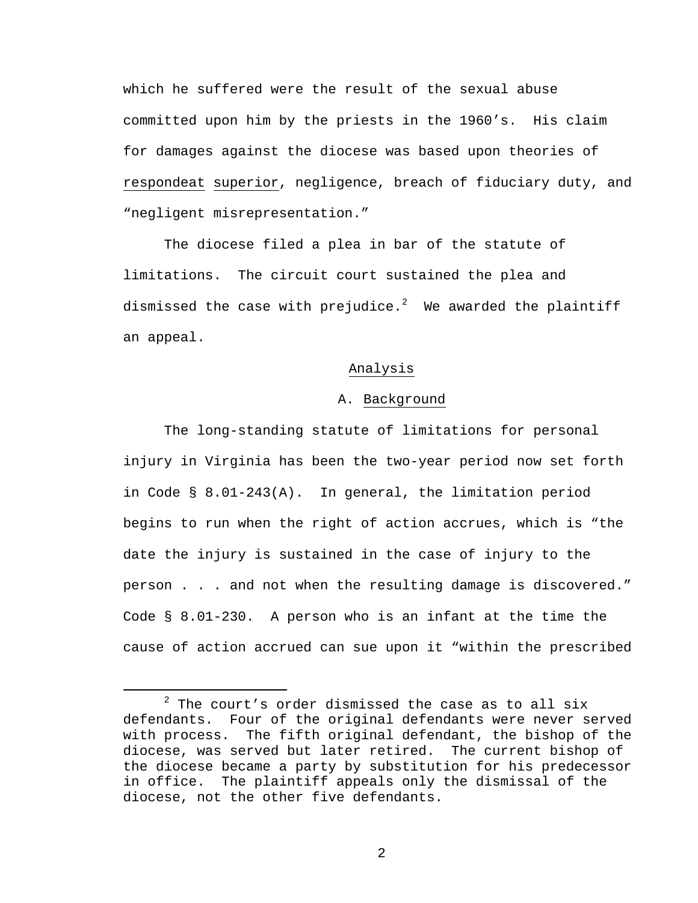which he suffered were the result of the sexual abuse committed upon him by the priests in the 1960's. His claim for damages against the diocese was based upon theories of respondeat superior, negligence, breach of fiduciary duty, and "negligent misrepresentation."

The diocese filed a plea in bar of the statute of limitations. The circuit court sustained the plea and dismissed the case with prejudice.[2] We awarded the plaintiff an appeal.

## Analysis

### A. Background

The long-standing statute of limitations for personal injury in Virginia has been the two-year period now set forth in Code § 8.01-243(A). In general, the limitation period begins to run when the right of action accrues, which is "the date the injury is sustained in the case of injury to the person . . . and not when the resulting damage is discovered." Code § 8.01-230. A person who is an infant at the time the cause of action accrued can sue upon it "within the prescribed

---

[2] The court's order dismissed the case as to all six defendants. Four of the original defendants were never served with process. The fifth original defendant, the bishop of the diocese, was served but later retired. The current bishop of the diocese became a party by substitution for his predecessor in office. The plaintiff appeals only the dismissal of the diocese, not the other five defendants.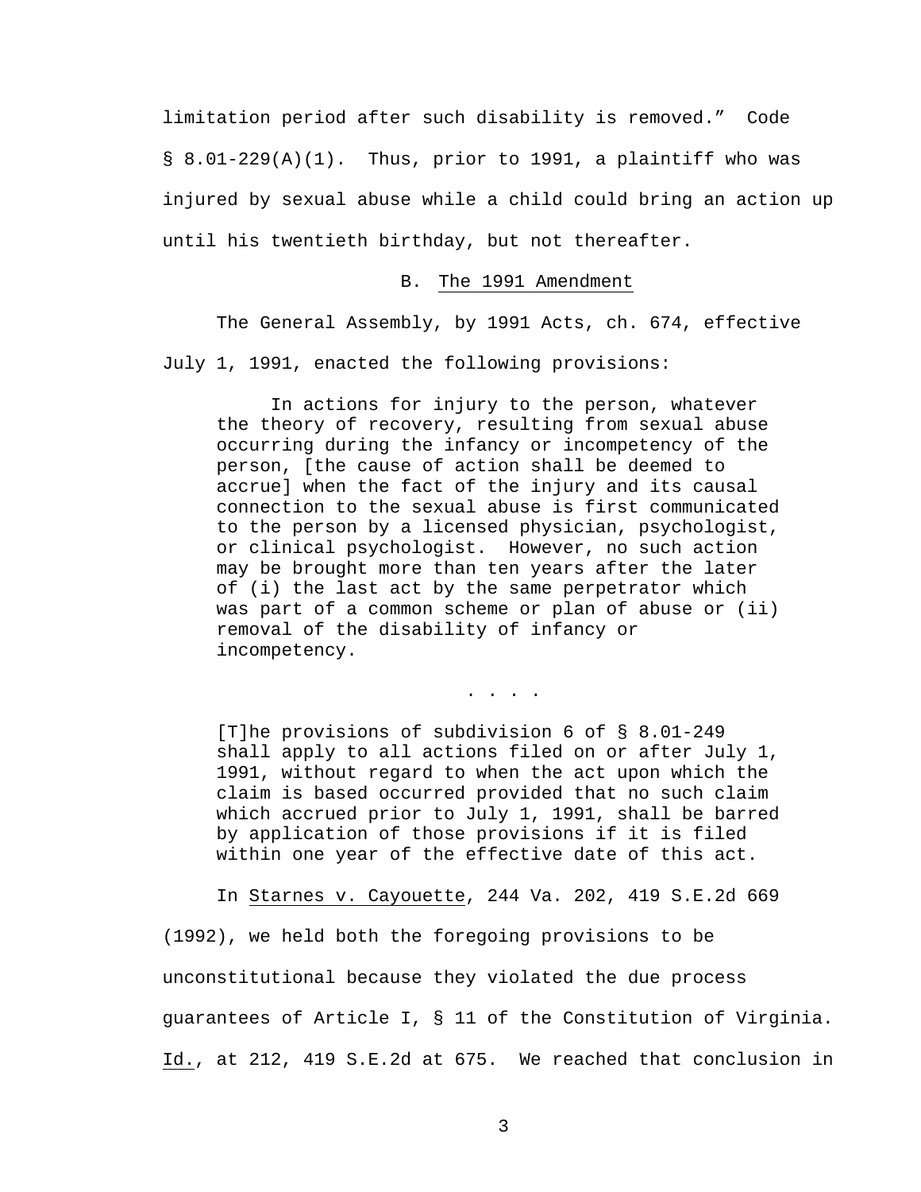limitation period after such disability is removed." Code § 8.01-229(A)(1). Thus, prior to 1991, a plaintiff who was injured by sexual abuse while a child could bring an action up until his twentieth birthday, but not thereafter.

### B. The 1991 Amendment

The General Assembly, by 1991 Acts, ch. 674, effective July 1, 1991, enacted the following provisions:

> In actions for injury to the person, whatever the theory of recovery, resulting from sexual abuse occurring during the infancy or incompetency of the person, [the cause of action shall be deemed to accrue] when the fact of the injury and its causal connection to the sexual abuse is first communicated to the person by a licensed physician, psychologist, or clinical psychologist. However, no such action may be brought more than ten years after the later of (i) the last act by the same perpetrator which was part of a common scheme or plan of abuse or (ii) removal of the disability of infancy or incompetency.
>
> . . . .
>
> [T]he provisions of subdivision 6 of § 8.01-249 shall apply to all actions filed on or after July 1, 1991, without regard to when the act upon which the claim is based occurred provided that no such claim which accrued prior to July 1, 1991, shall be barred by application of those provisions if it is filed within one year of the effective date of this act.

In Starnes v. Cayouette, 244 Va. 202, 419 S.E.2d 669 (1992), we held both the foregoing provisions to be unconstitutional because they violated the due process guarantees of Article I, § 11 of the Constitution of Virginia. Id., at 212, 419 S.E.2d at 675. We reached that conclusion in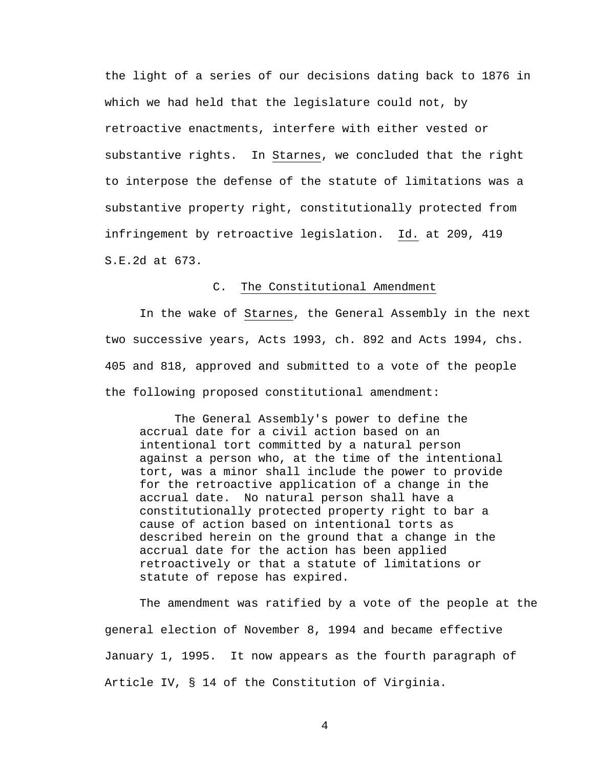the light of a series of our decisions dating back to 1876 in which we had held that the legislature could not, by retroactive enactments, interfere with either vested or substantive rights. In Starnes, we concluded that the right to interpose the defense of the statute of limitations was a substantive property right, constitutionally protected from infringement by retroactive legislation. Id. at 209, 419 S.E.2d at 673.

### C. The Constitutional Amendment

In the wake of Starnes, the General Assembly in the next two successive years, Acts 1993, ch. 892 and Acts 1994, chs. 405 and 818, approved and submitted to a vote of the people the following proposed constitutional amendment:

> The General Assembly's power to define the accrual date for a civil action based on an intentional tort committed by a natural person against a person who, at the time of the intentional tort, was a minor shall include the power to provide for the retroactive application of a change in the accrual date. No natural person shall have a constitutionally protected property right to bar a cause of action based on intentional torts as described herein on the ground that a change in the accrual date for the action has been applied retroactively or that a statute of limitations or statute of repose has expired.

The amendment was ratified by a vote of the people at the general election of November 8, 1994 and became effective January 1, 1995. It now appears as the fourth paragraph of Article IV, § 14 of the Constitution of Virginia.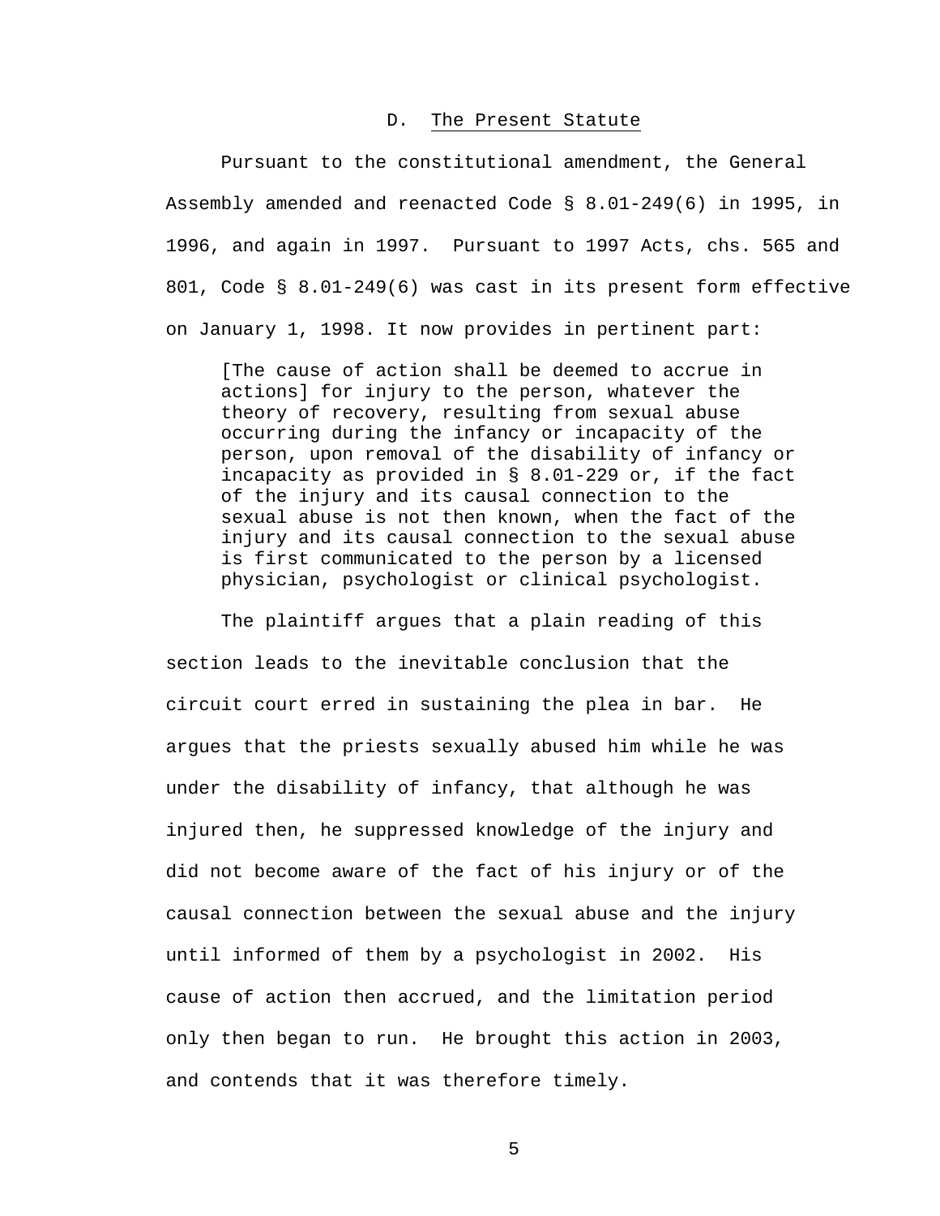### D. The Present Statute

Pursuant to the constitutional amendment, the General Assembly amended and reenacted Code § 8.01-249(6) in 1995, in 1996, and again in 1997. Pursuant to 1997 Acts, chs. 565 and 801, Code § 8.01-249(6) was cast in its present form effective on January 1, 1998. It now provides in pertinent part:

> [The cause of action shall be deemed to accrue in actions] for injury to the person, whatever the theory of recovery, resulting from sexual abuse occurring during the infancy or incapacity of the person, upon removal of the disability of infancy or incapacity as provided in § 8.01-229 or, if the fact of the injury and its causal connection to the sexual abuse is not then known, when the fact of the injury and its causal connection to the sexual abuse is first communicated to the person by a licensed physician, psychologist or clinical psychologist.

The plaintiff argues that a plain reading of this section leads to the inevitable conclusion that the circuit court erred in sustaining the plea in bar. He argues that the priests sexually abused him while he was under the disability of infancy, that although he was injured then, he suppressed knowledge of the injury and did not become aware of the fact of his injury or of the causal connection between the sexual abuse and the injury until informed of them by a psychologist in 2002. His cause of action then accrued, and the limitation period only then began to run. He brought this action in 2003, and contends that it was therefore timely.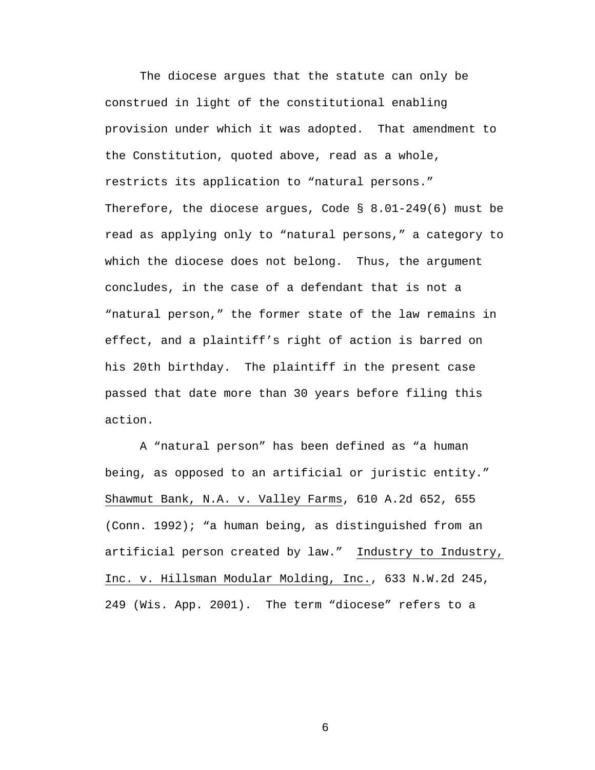The diocese argues that the statute can only be construed in light of the constitutional enabling provision under which it was adopted. That amendment to the Constitution, quoted above, read as a whole, restricts its application to "natural persons." Therefore, the diocese argues, Code § 8.01-249(6) must be read as applying only to "natural persons," a category to which the diocese does not belong. Thus, the argument concludes, in the case of a defendant that is not a "natural person," the former state of the law remains in effect, and a plaintiff's right of action is barred on his 20th birthday. The plaintiff in the present case passed that date more than 30 years before filing this action.

A "natural person" has been defined as "a human being, as opposed to an artificial or juristic entity." Shawmut Bank, N.A. v. Valley Farms, 610 A.2d 652, 655 (Conn. 1992); "a human being, as distinguished from an artificial person created by law." Industry to Industry, Inc. v. Hillsman Modular Molding, Inc., 633 N.W.2d 245, 249 (Wis. App. 2001). The term "diocese" refers to a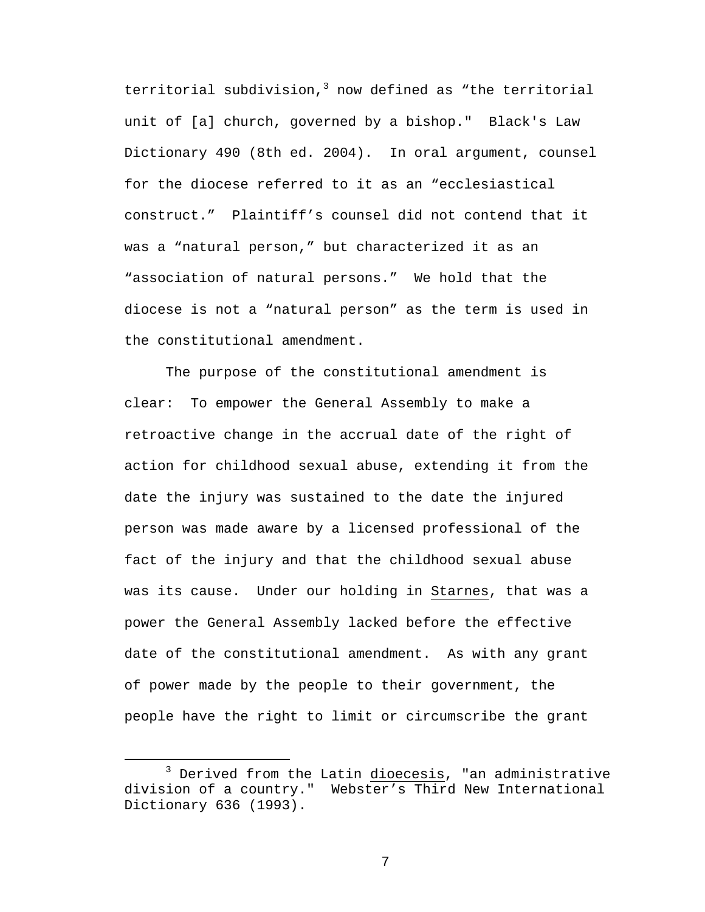territorial subdivision,[3] now defined as "the territorial unit of [a] church, governed by a bishop." Black's Law Dictionary 490 (8th ed. 2004). In oral argument, counsel for the diocese referred to it as an "ecclesiastical construct." Plaintiff's counsel did not contend that it was a "natural person," but characterized it as an "association of natural persons." We hold that the diocese is not a "natural person" as the term is used in the constitutional amendment.

The purpose of the constitutional amendment is clear: To empower the General Assembly to make a retroactive change in the accrual date of the right of action for childhood sexual abuse, extending it from the date the injury was sustained to the date the injured person was made aware by a licensed professional of the fact of the injury and that the childhood sexual abuse was its cause. Under our holding in <u>Starnes</u>, that was a power the General Assembly lacked before the effective date of the constitutional amendment. As with any grant of power made by the people to their government, the people have the right to limit or circumscribe the grant

---

[3] Derived from the Latin <u>dioecesis</u>, "an administrative division of a country." Webster's Third New International Dictionary 636 (1993).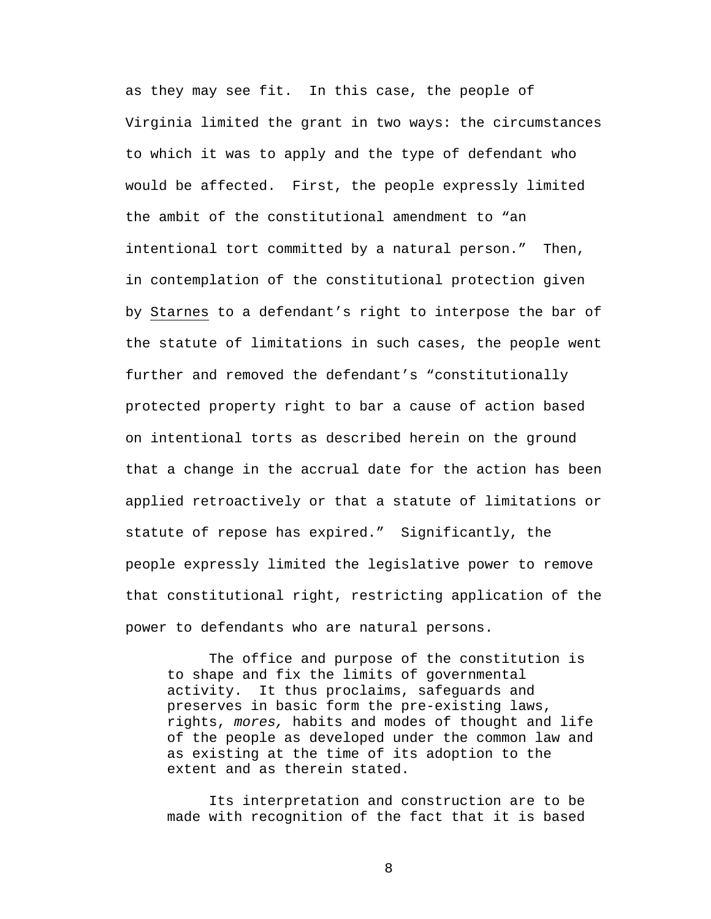as they may see fit. In this case, the people of Virginia limited the grant in two ways: the circumstances to which it was to apply and the type of defendant who would be affected. First, the people expressly limited the ambit of the constitutional amendment to "an intentional tort committed by a natural person." Then, in contemplation of the constitutional protection given by Starnes to a defendant's right to interpose the bar of the statute of limitations in such cases, the people went further and removed the defendant's "constitutionally protected property right to bar a cause of action based on intentional torts as described herein on the ground that a change in the accrual date for the action has been applied retroactively or that a statute of limitations or statute of repose has expired." Significantly, the people expressly limited the legislative power to remove that constitutional right, restricting application of the power to defendants who are natural persons.

> The office and purpose of the constitution is to shape and fix the limits of governmental activity. It thus proclaims, safeguards and preserves in basic form the pre-existing laws, rights, *mores,* habits and modes of thought and life of the people as developed under the common law and as existing at the time of its adoption to the extent and as therein stated.
>
> Its interpretation and construction are to be made with recognition of the fact that it is based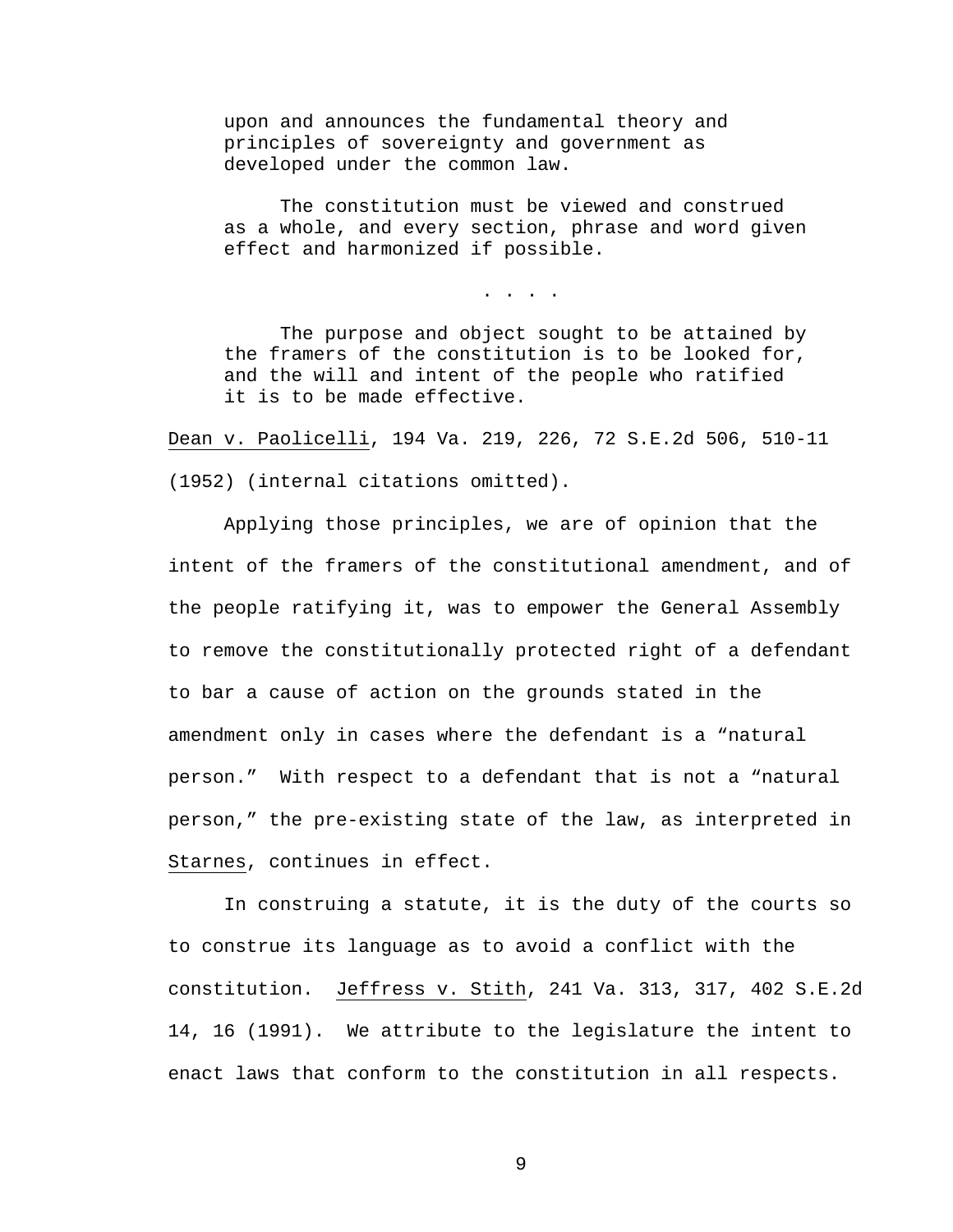> upon and announces the fundamental theory and principles of sovereignty and government as developed under the common law.
>
> The constitution must be viewed and construed as a whole, and every section, phrase and word given effect and harmonized if possible.
>
> . . . .
>
> The purpose and object sought to be attained by the framers of the constitution is to be looked for, and the will and intent of the people who ratified it is to be made effective.

Dean v. Paolicelli, 194 Va. 219, 226, 72 S.E.2d 506, 510-11 (1952) (internal citations omitted).

Applying those principles, we are of opinion that the intent of the framers of the constitutional amendment, and of the people ratifying it, was to empower the General Assembly to remove the constitutionally protected right of a defendant to bar a cause of action on the grounds stated in the amendment only in cases where the defendant is a "natural person." With respect to a defendant that is not a "natural person," the pre-existing state of the law, as interpreted in Starnes, continues in effect.

In construing a statute, it is the duty of the courts so to construe its language as to avoid a conflict with the constitution. Jeffress v. Stith, 241 Va. 313, 317, 402 S.E.2d 14, 16 (1991). We attribute to the legislature the intent to enact laws that conform to the constitution in all respects.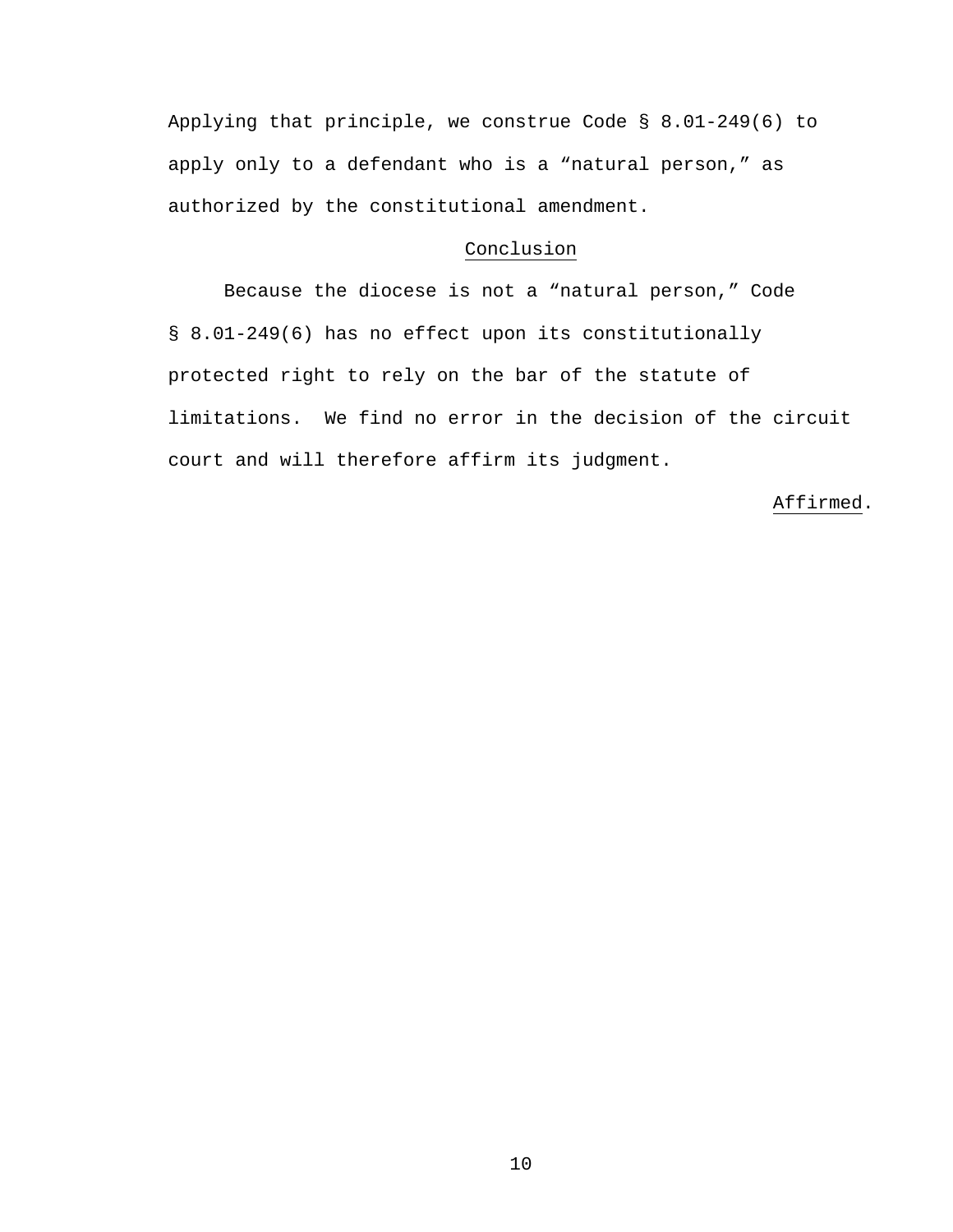Applying that principle, we construe Code § 8.01-249(6) to apply only to a defendant who is a "natural person," as authorized by the constitutional amendment.

## Conclusion

Because the diocese is not a "natural person," Code § 8.01-249(6) has no effect upon its constitutionally protected right to rely on the bar of the statute of limitations. We find no error in the decision of the circuit court and will therefore affirm its judgment.

Affirmed.